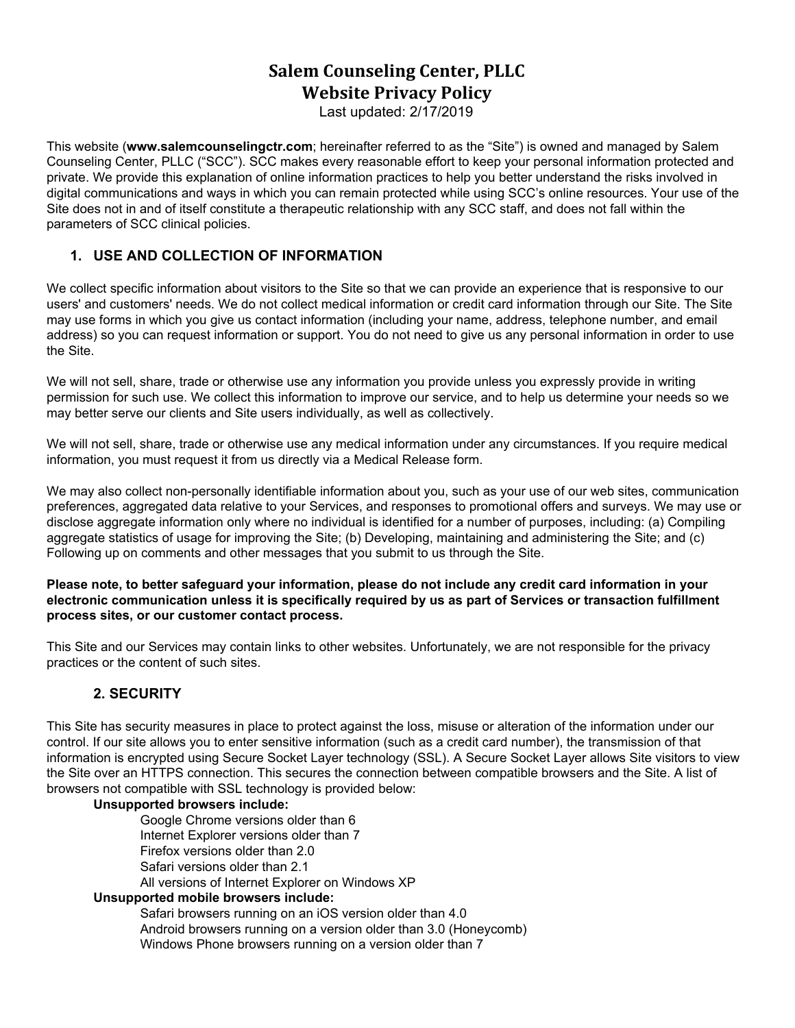# Salem Counseling Center, PLLC
# Website Privacy Policy

Last updated: 2/17/2019

This website (**www.salemcounselingctr.com**; hereinafter referred to as the "Site") is owned and managed by Salem Counseling Center, PLLC ("SCC"). SCC makes every reasonable effort to keep your personal information protected and private. We provide this explanation of online information practices to help you better understand the risks involved in digital communications and ways in which you can remain protected while using SCC's online resources. Your use of the Site does not in and of itself constitute a therapeutic relationship with any SCC staff, and does not fall within the parameters of SCC clinical policies.

## 1. USE AND COLLECTION OF INFORMATION

We collect specific information about visitors to the Site so that we can provide an experience that is responsive to our users' and customers' needs. We do not collect medical information or credit card information through our Site. The Site may use forms in which you give us contact information (including your name, address, telephone number, and email address) so you can request information or support. You do not need to give us any personal information in order to use the Site.

We will not sell, share, trade or otherwise use any information you provide unless you expressly provide in writing permission for such use. We collect this information to improve our service, and to help us determine your needs so we may better serve our clients and Site users individually, as well as collectively.

We will not sell, share, trade or otherwise use any medical information under any circumstances. If you require medical information, you must request it from us directly via a Medical Release form.

We may also collect non-personally identifiable information about you, such as your use of our web sites, communication preferences, aggregated data relative to your Services, and responses to promotional offers and surveys. We may use or disclose aggregate information only where no individual is identified for a number of purposes, including: (a) Compiling aggregate statistics of usage for improving the Site; (b) Developing, maintaining and administering the Site; and (c) Following up on comments and other messages that you submit to us through the Site.

**Please note, to better safeguard your information, please do not include any credit card information in your electronic communication unless it is specifically required by us as part of Services or transaction fulfillment process sites, or our customer contact process.**

This Site and our Services may contain links to other websites. Unfortunately, we are not responsible for the privacy practices or the content of such sites.

## 2. SECURITY

This Site has security measures in place to protect against the loss, misuse or alteration of the information under our control. If our site allows you to enter sensitive information (such as a credit card number), the transmission of that information is encrypted using Secure Socket Layer technology (SSL). A Secure Socket Layer allows Site visitors to view the Site over an HTTPS connection. This secures the connection between compatible browsers and the Site. A list of browsers not compatible with SSL technology is provided below:

**Unsupported browsers include:**

- Google Chrome versions older than 6
- Internet Explorer versions older than 7
- Firefox versions older than 2.0
- Safari versions older than 2.1
- All versions of Internet Explorer on Windows XP

**Unsupported mobile browsers include:**

- Safari browsers running on an iOS version older than 4.0
- Android browsers running on a version older than 3.0 (Honeycomb)
- Windows Phone browsers running on a version older than 7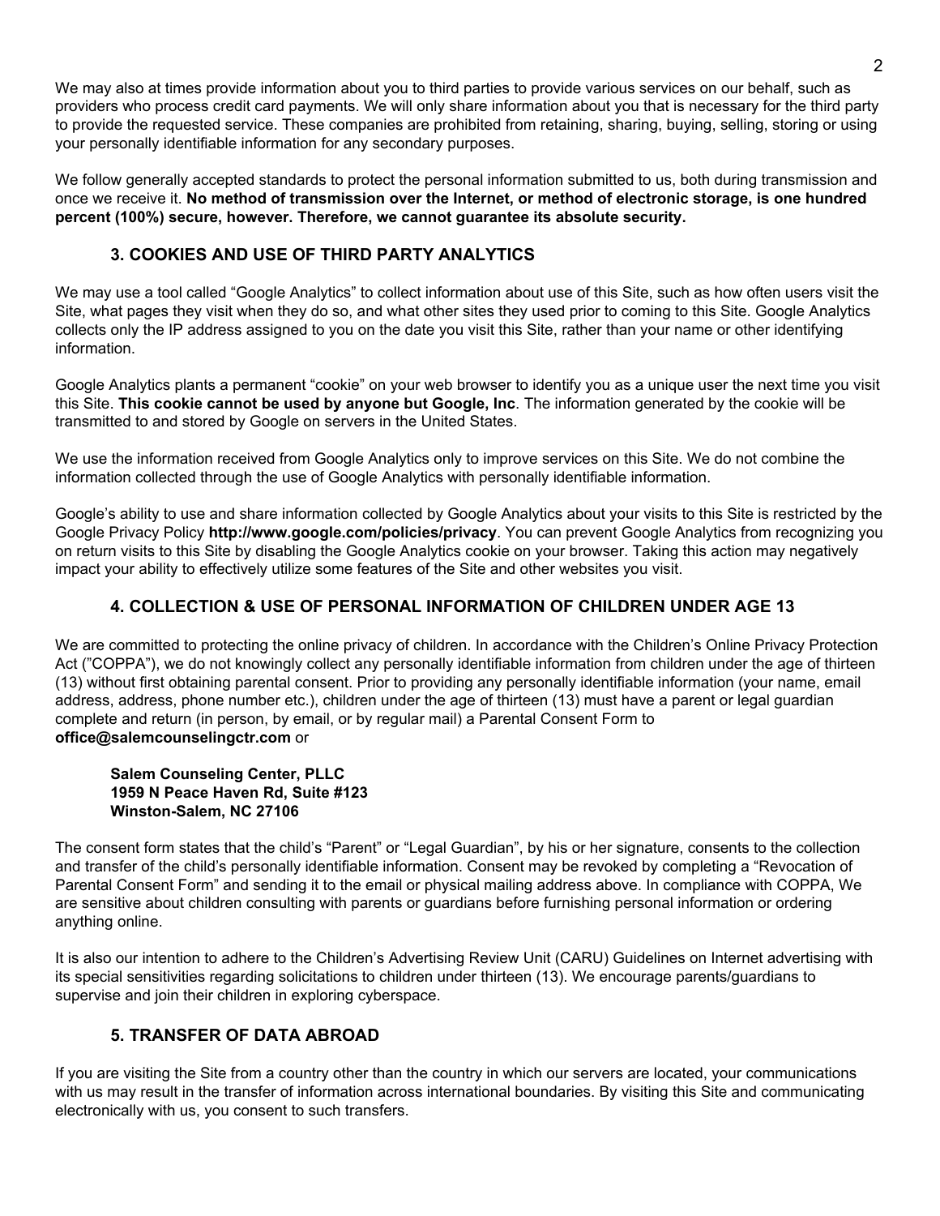We may also at times provide information about you to third parties to provide various services on our behalf, such as providers who process credit card payments. We will only share information about you that is necessary for the third party to provide the requested service. These companies are prohibited from retaining, sharing, buying, selling, storing or using your personally identifiable information for any secondary purposes.

We follow generally accepted standards to protect the personal information submitted to us, both during transmission and once we receive it. **No method of transmission over the Internet, or method of electronic storage, is one hundred percent (100%) secure, however. Therefore, we cannot guarantee its absolute security.**

## 3. COOKIES AND USE OF THIRD PARTY ANALYTICS

We may use a tool called "Google Analytics" to collect information about use of this Site, such as how often users visit the Site, what pages they visit when they do so, and what other sites they used prior to coming to this Site. Google Analytics collects only the IP address assigned to you on the date you visit this Site, rather than your name or other identifying information.

Google Analytics plants a permanent "cookie" on your web browser to identify you as a unique user the next time you visit this Site. **This cookie cannot be used by anyone but Google, Inc**. The information generated by the cookie will be transmitted to and stored by Google on servers in the United States.

We use the information received from Google Analytics only to improve services on this Site. We do not combine the information collected through the use of Google Analytics with personally identifiable information.

Google's ability to use and share information collected by Google Analytics about your visits to this Site is restricted by the Google Privacy Policy **http://www.google.com/policies/privacy**. You can prevent Google Analytics from recognizing you on return visits to this Site by disabling the Google Analytics cookie on your browser. Taking this action may negatively impact your ability to effectively utilize some features of the Site and other websites you visit.

## 4. COLLECTION & USE OF PERSONAL INFORMATION OF CHILDREN UNDER AGE 13

We are committed to protecting the online privacy of children. In accordance with the Children's Online Privacy Protection Act ("COPPA"), we do not knowingly collect any personally identifiable information from children under the age of thirteen (13) without first obtaining parental consent. Prior to providing any personally identifiable information (your name, email address, address, phone number etc.), children under the age of thirteen (13) must have a parent or legal guardian complete and return (in person, by email, or by regular mail) a Parental Consent Form to **office@salemcounselingctr.com** or

**Salem Counseling Center, PLLC**
**1959 N Peace Haven Rd, Suite #123**
**Winston-Salem, NC 27106**

The consent form states that the child's "Parent" or "Legal Guardian", by his or her signature, consents to the collection and transfer of the child's personally identifiable information. Consent may be revoked by completing a "Revocation of Parental Consent Form" and sending it to the email or physical mailing address above. In compliance with COPPA, We are sensitive about children consulting with parents or guardians before furnishing personal information or ordering anything online.

It is also our intention to adhere to the Children's Advertising Review Unit (CARU) Guidelines on Internet advertising with its special sensitivities regarding solicitations to children under thirteen (13). We encourage parents/guardians to supervise and join their children in exploring cyberspace.

## 5. TRANSFER OF DATA ABROAD

If you are visiting the Site from a country other than the country in which our servers are located, your communications with us may result in the transfer of information across international boundaries. By visiting this Site and communicating electronically with us, you consent to such transfers.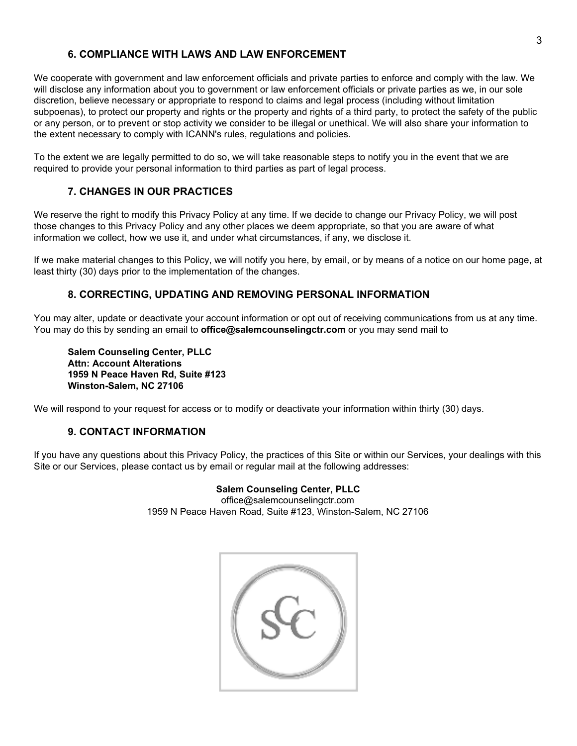## 6. COMPLIANCE WITH LAWS AND LAW ENFORCEMENT

We cooperate with government and law enforcement officials and private parties to enforce and comply with the law. We will disclose any information about you to government or law enforcement officials or private parties as we, in our sole discretion, believe necessary or appropriate to respond to claims and legal process (including without limitation subpoenas), to protect our property and rights or the property and rights of a third party, to protect the safety of the public or any person, or to prevent or stop activity we consider to be illegal or unethical. We will also share your information to the extent necessary to comply with ICANN's rules, regulations and policies.

To the extent we are legally permitted to do so, we will take reasonable steps to notify you in the event that we are required to provide your personal information to third parties as part of legal process.

## 7. CHANGES IN OUR PRACTICES

We reserve the right to modify this Privacy Policy at any time. If we decide to change our Privacy Policy, we will post those changes to this Privacy Policy and any other places we deem appropriate, so that you are aware of what information we collect, how we use it, and under what circumstances, if any, we disclose it.

If we make material changes to this Policy, we will notify you here, by email, or by means of a notice on our home page, at least thirty (30) days prior to the implementation of the changes.

## 8. CORRECTING, UPDATING AND REMOVING PERSONAL INFORMATION

You may alter, update or deactivate your account information or opt out of receiving communications from us at any time. You may do this by sending an email to **office@salemcounselingctr.com** or you may send mail to

**Salem Counseling Center, PLLC**
**Attn: Account Alterations**
**1959 N Peace Haven Rd, Suite #123**
**Winston-Salem, NC 27106**

We will respond to your request for access or to modify or deactivate your information within thirty (30) days.

## 9. CONTACT INFORMATION

If you have any questions about this Privacy Policy, the practices of this Site or within our Services, your dealings with this Site or our Services, please contact us by email or regular mail at the following addresses:

**Salem Counseling Center, PLLC**
office@salemcounselingctr.com
1959 N Peace Haven Road, Suite #123, Winston-Salem, NC 27106